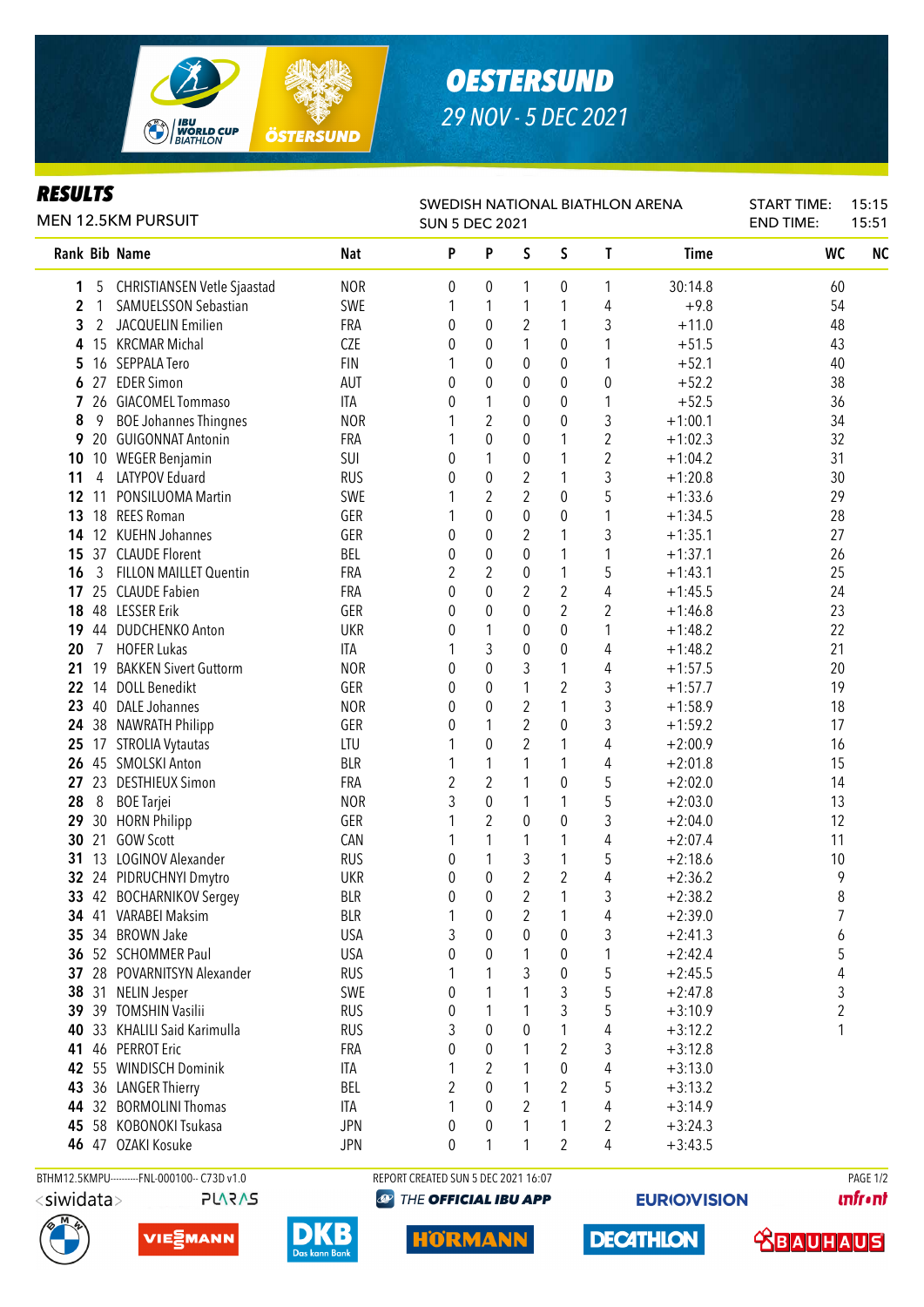# OESTERSUND

29 NOV - 5 DEC 2021

## RESULTS

MEN 12.5KM PURSUIT

SWEDISH NATIONAL BIATHLON ARENA
SUN 5 DEC 2021

START TIME: 15:15
END TIME: 15:51

| Rank | Bib | Name | Nat | P | P | S | S | T | Time | WC | NC |
|---|---|---|---|---|---|---|---|---|---|---|---|
| 1 | 5 | CHRISTIANSEN Vetle Sjaastad | NOR | 0 | 0 | 1 | 0 | 1 | 30:14.8 | 60 | |
| 2 | 1 | SAMUELSSON Sebastian | SWE | 1 | 1 | 1 | 1 | 4 | +9.8 | 54 | |
| 3 | 2 | JACQUELIN Emilien | FRA | 0 | 0 | 2 | 1 | 3 | +11.0 | 48 | |
| 4 | 15 | KRCMAR Michal | CZE | 0 | 0 | 1 | 0 | 1 | +51.5 | 43 | |
| 5 | 16 | SEPPALA Tero | FIN | 1 | 0 | 0 | 0 | 1 | +52.1 | 40 | |
| 6 | 27 | EDER Simon | AUT | 0 | 0 | 0 | 0 | 0 | +52.2 | 38 | |
| 7 | 26 | GIACOMEL Tommaso | ITA | 0 | 1 | 0 | 0 | 1 | +52.5 | 36 | |
| 8 | 9 | BOE Johannes Thingnes | NOR | 1 | 2 | 0 | 0 | 3 | +1:00.1 | 34 | |
| 9 | 20 | GUIGONNAT Antonin | FRA | 1 | 0 | 0 | 1 | 2 | +1:02.3 | 32 | |
| 10 | 10 | WEGER Benjamin | SUI | 0 | 1 | 0 | 1 | 2 | +1:04.2 | 31 | |
| 11 | 4 | LATYPOV Eduard | RUS | 0 | 0 | 2 | 1 | 3 | +1:20.8 | 30 | |
| 12 | 11 | PONSILUOMA Martin | SWE | 1 | 2 | 2 | 0 | 5 | +1:33.6 | 29 | |
| 13 | 18 | REES Roman | GER | 1 | 0 | 0 | 0 | 1 | +1:34.5 | 28 | |
| 14 | 12 | KUEHN Johannes | GER | 0 | 0 | 2 | 1 | 3 | +1:35.1 | 27 | |
| 15 | 37 | CLAUDE Florent | BEL | 0 | 0 | 0 | 1 | 1 | +1:37.1 | 26 | |
| 16 | 3 | FILLON MAILLET Quentin | FRA | 2 | 2 | 0 | 1 | 5 | +1:43.1 | 25 | |
| 17 | 25 | CLAUDE Fabien | FRA | 0 | 0 | 2 | 2 | 4 | +1:45.5 | 24 | |
| 18 | 48 | LESSER Erik | GER | 0 | 0 | 0 | 2 | 2 | +1:46.8 | 23 | |
| 19 | 44 | DUDCHENKO Anton | UKR | 0 | 1 | 0 | 0 | 1 | +1:48.2 | 22 | |
| 20 | 7 | HOFER Lukas | ITA | 1 | 3 | 0 | 0 | 4 | +1:48.2 | 21 | |
| 21 | 19 | BAKKEN Sivert Guttorm | NOR | 0 | 0 | 3 | 1 | 4 | +1:57.5 | 20 | |
| 22 | 14 | DOLL Benedikt | GER | 0 | 0 | 1 | 2 | 3 | +1:57.7 | 19 | |
| 23 | 40 | DALE Johannes | NOR | 0 | 0 | 2 | 1 | 3 | +1:58.9 | 18 | |
| 24 | 38 | NAWRATH Philipp | GER | 0 | 1 | 2 | 0 | 3 | +1:59.2 | 17 | |
| 25 | 17 | STROLIA Vytautas | LTU | 1 | 0 | 2 | 1 | 4 | +2:00.9 | 16 | |
| 26 | 45 | SMOLSKI Anton | BLR | 1 | 1 | 1 | 1 | 4 | +2:01.8 | 15 | |
| 27 | 23 | DESTHIEUX Simon | FRA | 2 | 2 | 1 | 0 | 5 | +2:02.0 | 14 | |
| 28 | 8 | BOE Tarjei | NOR | 3 | 0 | 1 | 1 | 5 | +2:03.0 | 13 | |
| 29 | 30 | HORN Philipp | GER | 1 | 2 | 0 | 0 | 3 | +2:04.0 | 12 | |
| 30 | 21 | GOW Scott | CAN | 1 | 1 | 1 | 1 | 4 | +2:07.4 | 11 | |
| 31 | 13 | LOGINOV Alexander | RUS | 0 | 1 | 3 | 1 | 5 | +2:18.6 | 10 | |
| 32 | 24 | PIDRUCHNYI Dmytro | UKR | 0 | 0 | 2 | 2 | 4 | +2:36.2 | 9 | |
| 33 | 42 | BOCHARNIKOV Sergey | BLR | 0 | 0 | 2 | 1 | 3 | +2:38.2 | 8 | |
| 34 | 41 | VARABEI Maksim | BLR | 1 | 0 | 2 | 1 | 4 | +2:39.0 | 7 | |
| 35 | 34 | BROWN Jake | USA | 3 | 0 | 0 | 0 | 3 | +2:41.3 | 6 | |
| 36 | 52 | SCHOMMER Paul | USA | 0 | 0 | 1 | 0 | 1 | +2:42.4 | 5 | |
| 37 | 28 | POVARNITSYN Alexander | RUS | 1 | 1 | 3 | 0 | 5 | +2:45.5 | 4 | |
| 38 | 31 | NELIN Jesper | SWE | 0 | 1 | 1 | 3 | 5 | +2:47.8 | 3 | |
| 39 | 39 | TOMSHIN Vasilii | RUS | 0 | 1 | 1 | 3 | 5 | +3:10.9 | 2 | |
| 40 | 33 | KHALILI Said Karimulla | RUS | 3 | 0 | 0 | 1 | 4 | +3:12.2 | 1 | |
| 41 | 46 | PERROT Eric | FRA | 0 | 0 | 1 | 2 | 3 | +3:12.8 | | |
| 42 | 55 | WINDISCH Dominik | ITA | 1 | 2 | 1 | 0 | 4 | +3:13.0 | | |
| 43 | 36 | LANGER Thierry | BEL | 2 | 0 | 1 | 2 | 5 | +3:13.2 | | |
| 44 | 32 | BORMOLINI Thomas | ITA | 1 | 0 | 2 | 1 | 4 | +3:14.9 | | |
| 45 | 58 | KOBONOKI Tsukasa | JPN | 0 | 0 | 1 | 1 | 2 | +3:24.3 | | |
| 46 | 47 | OZAKI Kosuke | JPN | 0 | 1 | 1 | 2 | 4 | +3:43.5 | | |

BTHM12.5KMPU----------FNL-000100-- C73D v1.0 REPORT CREATED SUN 5 DEC 2021 16:07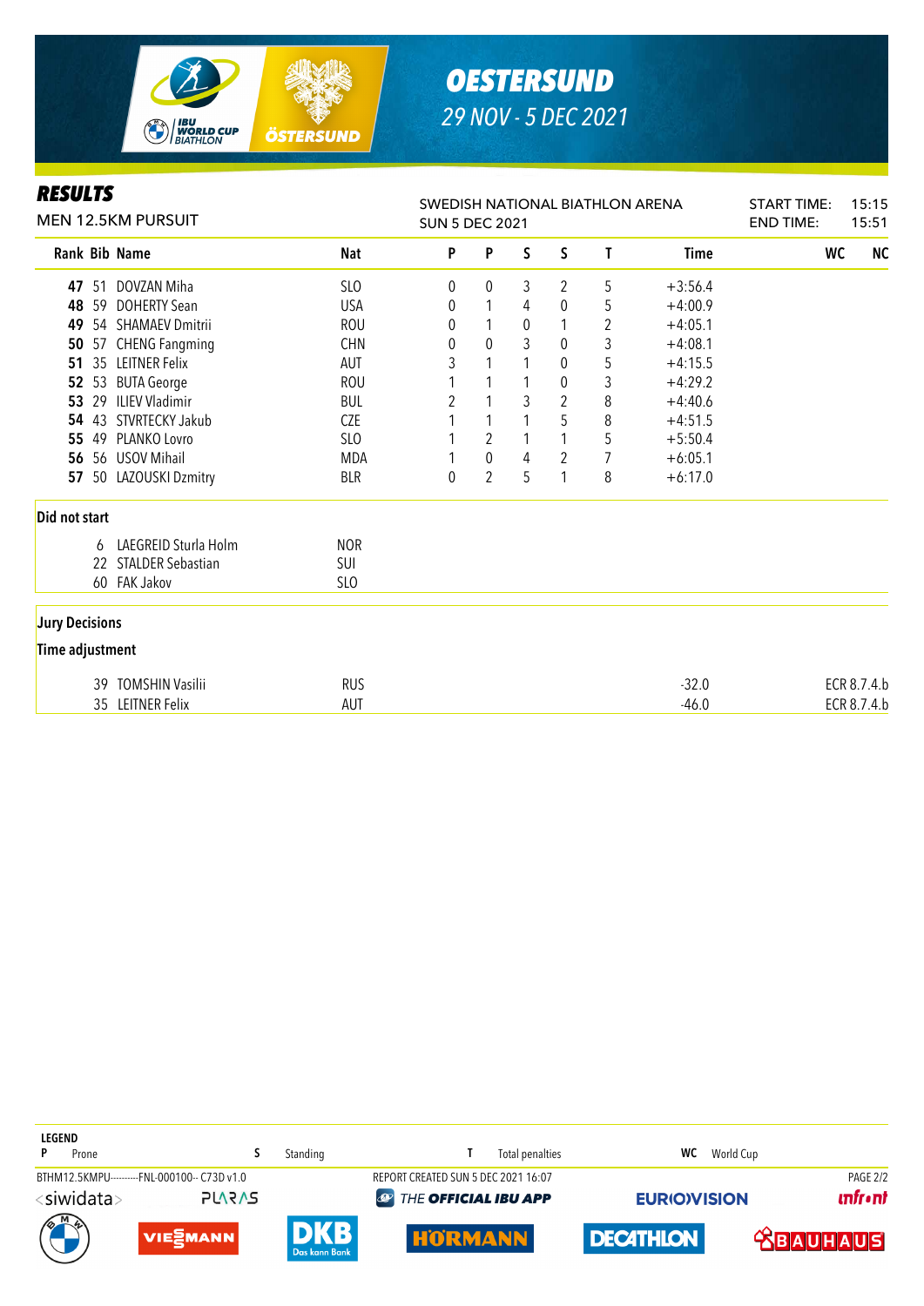# OESTERSUND

29 NOV - 5 DEC 2021

## RESULTS

MEN 12.5KM PURSUIT

SWEDISH NATIONAL BIATHLON ARENA
SUN 5 DEC 2021

START TIME: 15:15
END TIME: 15:51

| Rank | Bib | Name | Nat | P | P | S | S | T | Time | WC | NC |
|---|---|---|---|---|---|---|---|---|---|---|---|
| **47** | 51 | DOVZAN Miha | SLO | 0 | 0 | 3 | 2 | 5 | +3:56.4 | | |
| **48** | 59 | DOHERTY Sean | USA | 0 | 1 | 4 | 0 | 5 | +4:00.9 | | |
| **49** | 54 | SHAMAEV Dmitrii | ROU | 0 | 1 | 0 | 1 | 2 | +4:05.1 | | |
| **50** | 57 | CHENG Fangming | CHN | 0 | 0 | 3 | 0 | 3 | +4:08.1 | | |
| **51** | 35 | LEITNER Felix | AUT | 3 | 1 | 1 | 0 | 5 | +4:15.5 | | |
| **52** | 53 | BUTA George | ROU | 1 | 1 | 1 | 0 | 3 | +4:29.2 | | |
| **53** | 29 | ILIEV Vladimir | BUL | 2 | 1 | 3 | 2 | 8 | +4:40.6 | | |
| **54** | 43 | STVRTECKY Jakub | CZE | 1 | 1 | 1 | 5 | 8 | +4:51.5 | | |
| **55** | 49 | PLANKO Lovro | SLO | 1 | 2 | 1 | 1 | 5 | +5:50.4 | | |
| **56** | 56 | USOV Mihail | MDA | 1 | 0 | 4 | 2 | 7 | +6:05.1 | | |
| **57** | 50 | LAZOUSKI Dzmitry | BLR | 0 | 2 | 5 | 1 | 8 | +6:17.0 | | |

### Did not start

| Bib | Name | Nat |
|---|---|---|
| 6 | LAEGREID Sturla Holm | NOR |
| 22 | STALDER Sebastian | SUI |
| 60 | FAK Jakov | SLO |

### Jury Decisions

#### Time adjustment

| Bib | Name | Nat | Time | Rule |
|---|---|---|---|---|
| 39 | TOMSHIN Vasilii | RUS | -32.0 | ECR 8.7.4.b |
| 35 | LEITNER Felix | AUT | -46.0 | ECR 8.7.4.b |

**LEGEND**

**P** Prone **S** Standing **T** Total penalties **WC** World Cup

BTHM12.5KMPU----------FNL-000100-- C73D v1.0 REPORT CREATED SUN 5 DEC 2021 16:07